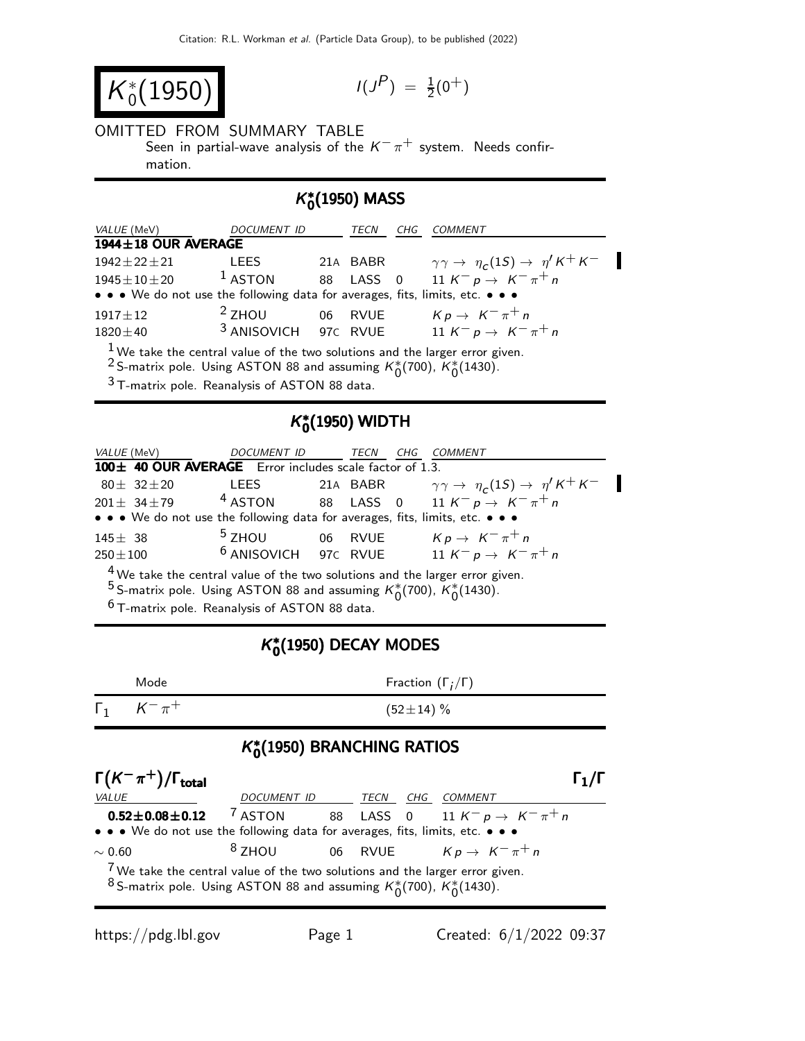# $K_0^*(1950)$

$I(J^P) = \frac{1}{2}(0^+)$

OMITTED FROM SUMMARY TABLE

Seen in partial-wave analysis of the $K^-\pi^+$ system. Needs confirmation.

## $K_0^*(1950)$ MASS

| VALUE (MeV) | DOCUMENT ID | | TECN | CHG | COMMENT |
|---|---|---|---|---|---|
| **1944±18 OUR AVERAGE** | | | | | |
| 1942±22±21 | LEES | 21A | BABR | | $\gamma\gamma \to \eta_c(1S) \to \eta' K^+ K^-$ |
| 1945±10±20 | [1] ASTON | 88 | LASS | 0 | 11 $K^- p \to K^-\pi^+ n$ |
| • • • We do not use the following data for averages, fits, limits, etc. • • • | | | | | |
| 1917±12 | [2] ZHOU | 06 | RVUE | | $K p \to K^-\pi^+ n$ |
| 1820±40 | [3] ANISOVICH | 97C | RVUE | | 11 $K^- p \to K^-\pi^+ n$ |

[1] We take the central value of the two solutions and the larger error given.
[2] S-matrix pole. Using ASTON 88 and assuming $K_0^*(700)$, $K_0^*(1430)$.
[3] T-matrix pole. Reanalysis of ASTON 88 data.

## $K_0^*(1950)$ WIDTH

| VALUE (MeV) | DOCUMENT ID | | TECN | CHG | COMMENT |
|---|---|---|---|---|---|
| **100± 40 OUR AVERAGE** Error includes scale factor of 1.3. | | | | | |
| 80± 32±20 | LEES | 21A | BABR | | $\gamma\gamma \to \eta_c(1S) \to \eta' K^+ K^-$ |
| 201± 34±79 | [4] ASTON | 88 | LASS | 0 | 11 $K^- p \to K^-\pi^+ n$ |
| • • • We do not use the following data for averages, fits, limits, etc. • • • | | | | | |
| 145± 38 | [5] ZHOU | 06 | RVUE | | $K p \to K^-\pi^+ n$ |
| 250±100 | [6] ANISOVICH | 97C | RVUE | | 11 $K^- p \to K^-\pi^+ n$ |

[4] We take the central value of the two solutions and the larger error given.
[5] S-matrix pole. Using ASTON 88 and assuming $K_0^*(700)$, $K_0^*(1430)$.
[6] T-matrix pole. Reanalysis of ASTON 88 data.

## $K_0^*(1950)$ DECAY MODES

| | Mode | Fraction ($\Gamma_i/\Gamma$) |
|---|---|---|
| $\Gamma_1$ | $K^-\pi^+$ | (52±14) % |

## $K_0^*(1950)$ BRANCHING RATIOS

### $\Gamma(K^-\pi^+)/\Gamma_{\text{total}}$ — $\Gamma_1/\Gamma$

| VALUE | DOCUMENT ID | | TECN | CHG | COMMENT |
|---|---|---|---|---|---|
| **0.52±0.08±0.12** | [7] ASTON | 88 | LASS | 0 | 11 $K^- p \to K^-\pi^+ n$ |
| • • • We do not use the following data for averages, fits, limits, etc. • • • | | | | | |
| ~ 0.60 | [8] ZHOU | 06 | RVUE | | $K p \to K^-\pi^+ n$ |

[7] We take the central value of the two solutions and the larger error given.
[8] S-matrix pole. Using ASTON 88 and assuming $K_0^*(700)$, $K_0^*(1430)$.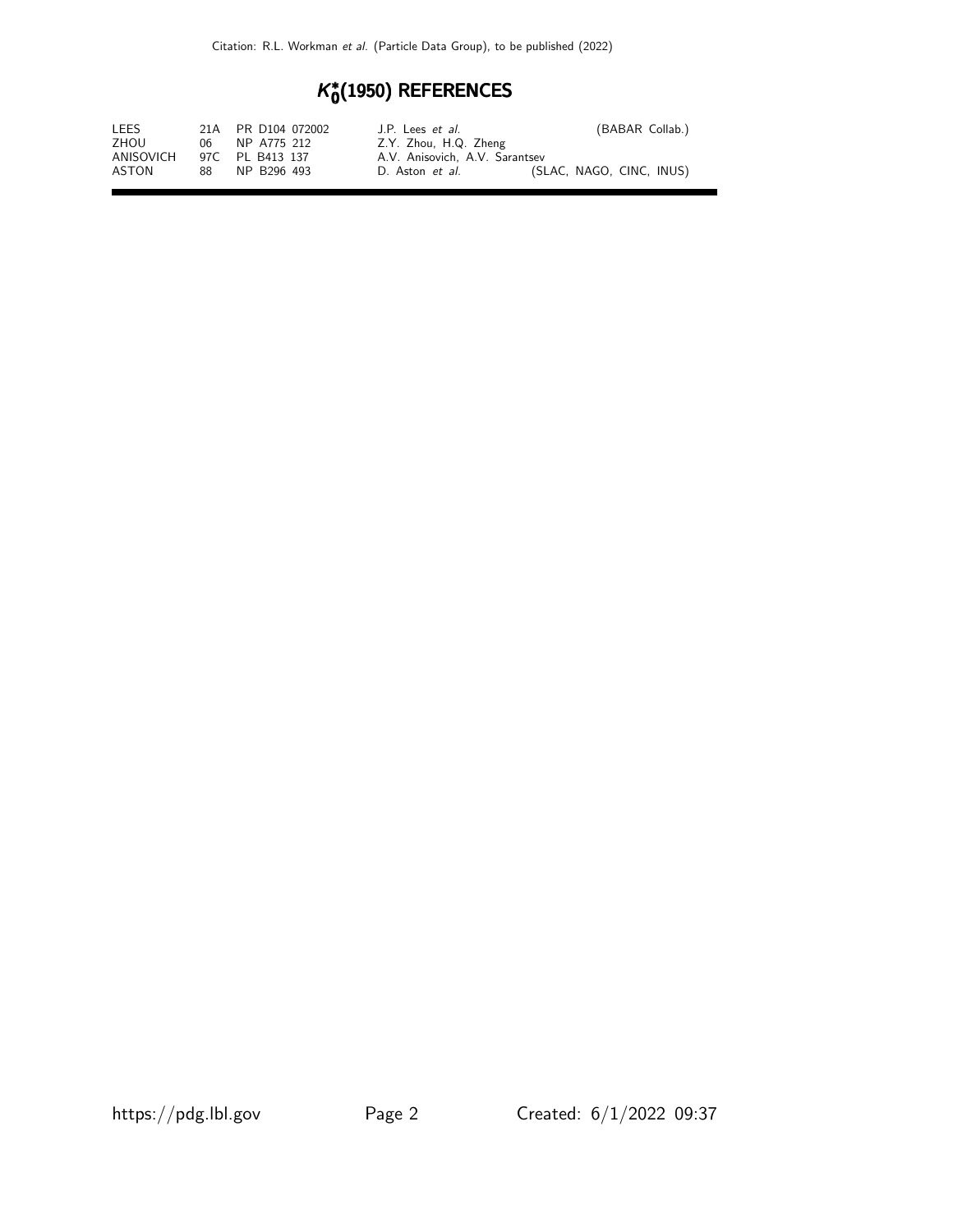# $K_0^*(1950)$ REFERENCES

| | | | | |
|---|---|---|---|---|
| LEES | 21A | PR D104 072002 | J.P. Lees *et al.* | (BABAR Collab.) |
| ZHOU | 06 | NP A775 212 | Z.Y. Zhou, H.Q. Zheng | |
| ANISOVICH | 97C | PL B413 137 | A.V. Anisovich, A.V. Sarantsev | |
| ASTON | 88 | NP B296 493 | D. Aston *et al.* | (SLAC, NAGO, CINC, INUS) |